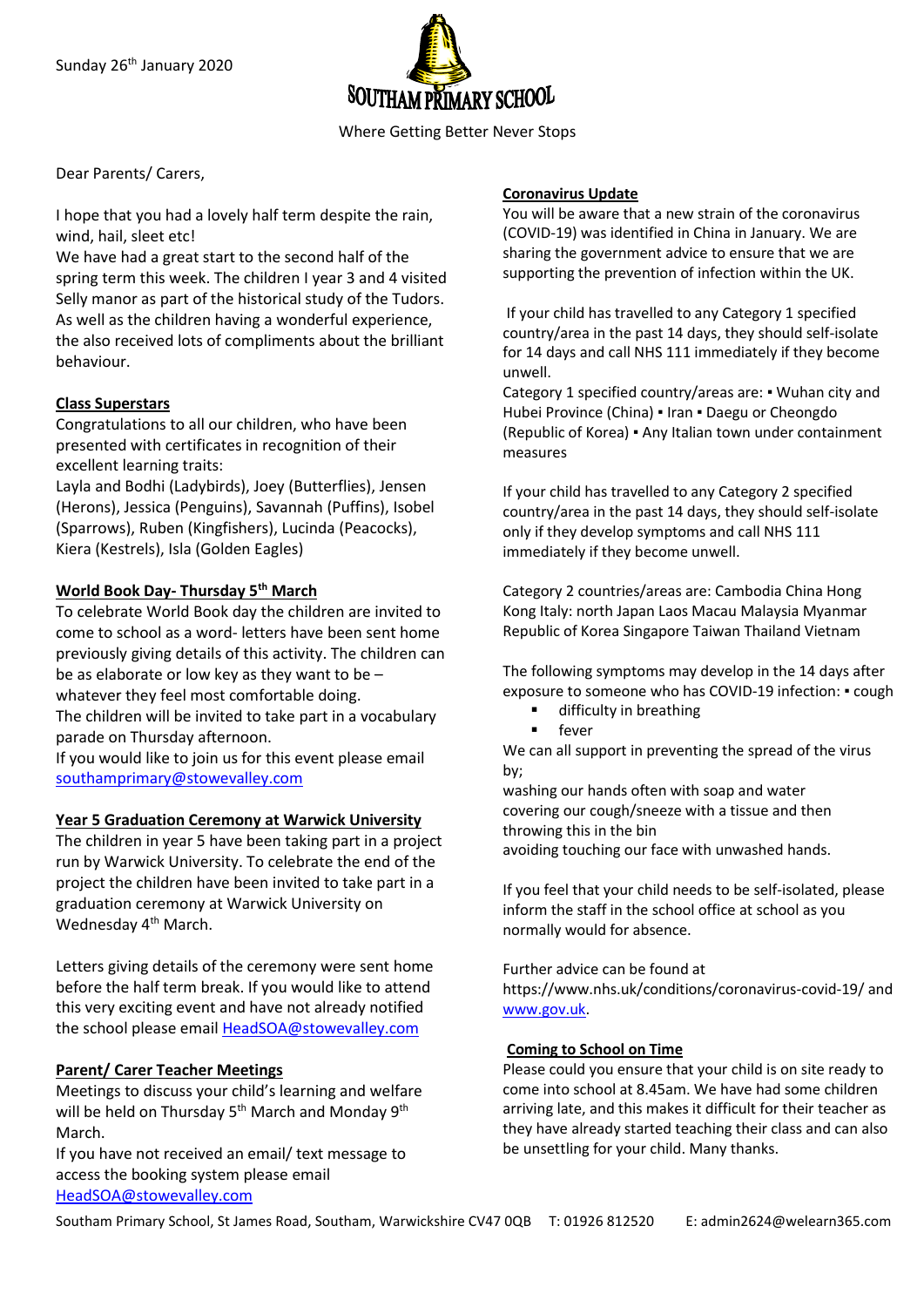Sunday 26th January 2020

# SOUTHAM PRIMARY SCHOOL

Where Getting Better Never Stops

Dear Parents/ Carers,

I hope that you had a lovely half term despite the rain, wind, hail, sleet etc!
We have had a great start to the second half of the spring term this week. The children I year 3 and 4 visited Selly manor as part of the historical study of the Tudors. As well as the children having a wonderful experience, the also received lots of compliments about the brilliant behaviour.

## Class Superstars

Congratulations to all our children, who have been presented with certificates in recognition of their excellent learning traits:
Layla and Bodhi (Ladybirds), Joey (Butterflies), Jensen (Herons), Jessica (Penguins), Savannah (Puffins), Isobel (Sparrows), Ruben (Kingfishers), Lucinda (Peacocks), Kiera (Kestrels), Isla (Golden Eagles)

## World Book Day- Thursday 5th March

To celebrate World Book day the children are invited to come to school as a word- letters have been sent home previously giving details of this activity. The children can be as elaborate or low key as they want to be – whatever they feel most comfortable doing.
The children will be invited to take part in a vocabulary parade on Thursday afternoon.
If you would like to join us for this event please email southamprimary@stowevalley.com

## Year 5 Graduation Ceremony at Warwick University

The children in year 5 have been taking part in a project run by Warwick University. To celebrate the end of the project the children have been invited to take part in a graduation ceremony at Warwick University on Wednesday 4th March.

Letters giving details of the ceremony were sent home before the half term break. If you would like to attend this very exciting event and have not already notified the school please email HeadSOA@stowevalley.com

## Parent/ Carer Teacher Meetings

Meetings to discuss your child's learning and welfare will be held on Thursday 5th March and Monday 9th March.
If you have not received an email/ text message to access the booking system please email HeadSOA@stowevalley.com

## Coronavirus Update

You will be aware that a new strain of the coronavirus (COVID-19) was identified in China in January. We are sharing the government advice to ensure that we are supporting the prevention of infection within the UK.

If your child has travelled to any Category 1 specified country/area in the past 14 days, they should self-isolate for 14 days and call NHS 111 immediately if they become unwell.
Category 1 specified country/areas are: ▪ Wuhan city and Hubei Province (China) ▪ Iran ▪ Daegu or Cheongdo (Republic of Korea) ▪ Any Italian town under containment measures

If your child has travelled to any Category 2 specified country/area in the past 14 days, they should self-isolate only if they develop symptoms and call NHS 111 immediately if they become unwell.

Category 2 countries/areas are: Cambodia China Hong Kong Italy: north Japan Laos Macau Malaysia Myanmar Republic of Korea Singapore Taiwan Thailand Vietnam

The following symptoms may develop in the 14 days after exposure to someone who has COVID-19 infection: ▪ cough

- difficulty in breathing
- fever

We can all support in preventing the spread of the virus by;
washing our hands often with soap and water
covering our cough/sneeze with a tissue and then throwing this in the bin
avoiding touching our face with unwashed hands.

If you feel that your child needs to be self-isolated, please inform the staff in the school office at school as you normally would for absence.

Further advice can be found at https://www.nhs.uk/conditions/coronavirus-covid-19/ and www.gov.uk.

## Coming to School on Time

Please could you ensure that your child is on site ready to come into school at 8.45am. We have had some children arriving late, and this makes it difficult for their teacher as they have already started teaching their class and can also be unsettling for your child. Many thanks.

Southam Primary School, St James Road, Southam, Warwickshire CV47 0QB T: 01926 812520 E: admin2624@welearn365.com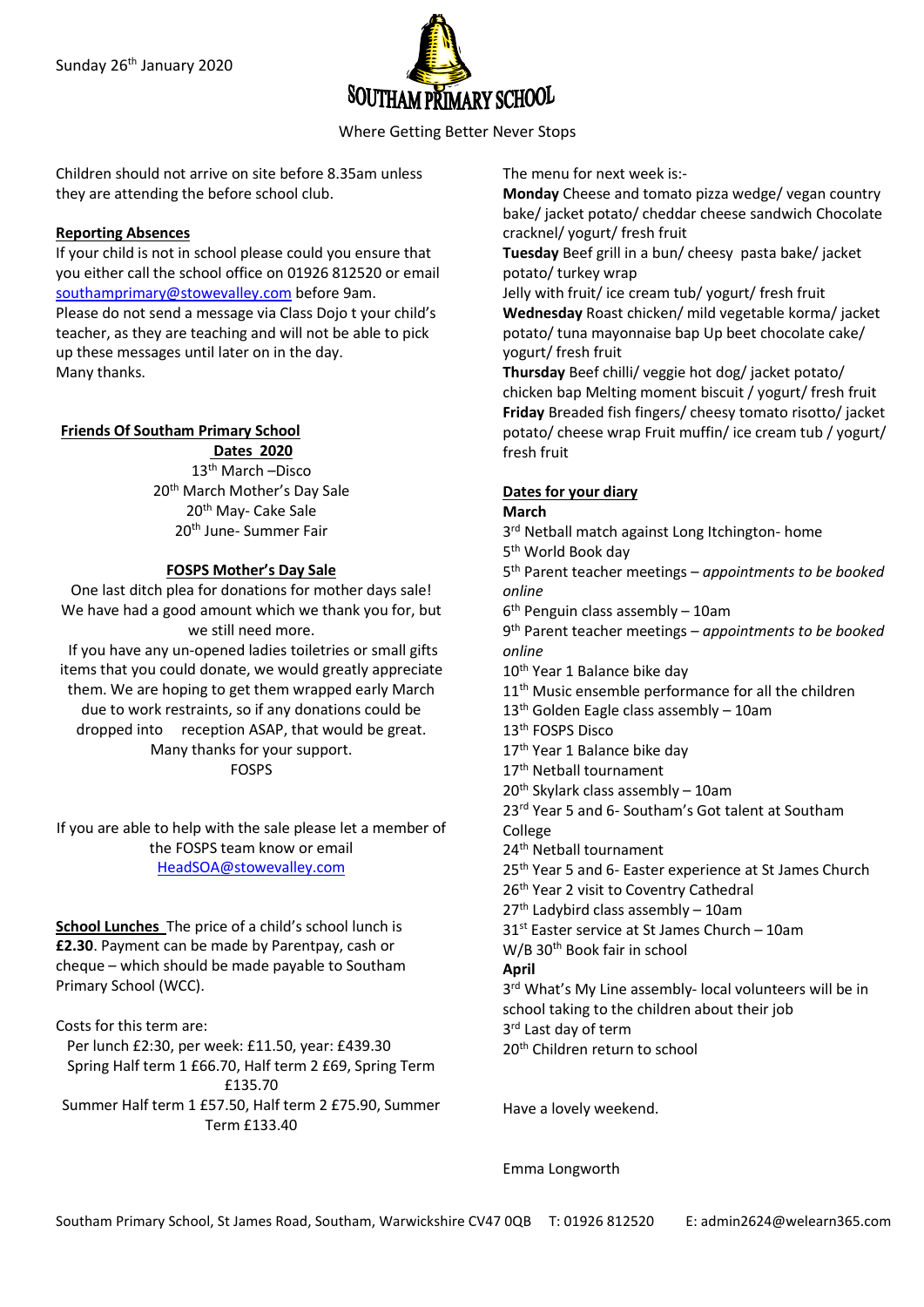Sunday 26th January 2020

# SOUTHAM PRIMARY SCHOOL

Where Getting Better Never Stops

Children should not arrive on site before 8.35am unless they are attending the before school club.

**Reporting Absences**

If your child is not in school please could you ensure that you either call the school office on 01926 812520 or email southamprimary@stowevalley.com before 9am.
Please do not send a message via Class Dojo t your child's teacher, as they are teaching and will not be able to pick up these messages until later on in the day.
Many thanks.

**Friends Of Southam Primary School**

**Dates 2020**

13th March –Disco
20th March Mother's Day Sale
20th May- Cake Sale
20th June- Summer Fair

**FOSPS Mother's Day Sale**

One last ditch plea for donations for mother days sale! We have had a good amount which we thank you for, but we still need more.
If you have any un-opened ladies toiletries or small gifts items that you could donate, we would greatly appreciate them. We are hoping to get them wrapped early March due to work restraints, so if any donations could be dropped into reception ASAP, that would be great.
Many thanks for your support.
FOSPS

If you are able to help with the sale please let a member of the FOSPS team know or email HeadSOA@stowevalley.com

**School Lunches** The price of a child's school lunch is **£2.30**. Payment can be made by Parentpay, cash or cheque – which should be made payable to Southam Primary School (WCC).

Costs for this term are:
Per lunch £2:30, per week: £11.50, year: £439.30
Spring Half term 1 £66.70, Half term 2 £69, Spring Term £135.70
Summer Half term 1 £57.50, Half term 2 £75.90, Summer Term £133.40

The menu for next week is:-

**Monday** Cheese and tomato pizza wedge/ vegan country bake/ jacket potato/ cheddar cheese sandwich Chocolate cracknel/ yogurt/ fresh fruit
**Tuesday** Beef grill in a bun/ cheesy pasta bake/ jacket potato/ turkey wrap
Jelly with fruit/ ice cream tub/ yogurt/ fresh fruit
**Wednesday** Roast chicken/ mild vegetable korma/ jacket potato/ tuna mayonnaise bap Up beet chocolate cake/ yogurt/ fresh fruit
**Thursday** Beef chilli/ veggie hot dog/ jacket potato/ chicken bap Melting moment biscuit / yogurt/ fresh fruit
**Friday** Breaded fish fingers/ cheesy tomato risotto/ jacket potato/ cheese wrap Fruit muffin/ ice cream tub / yogurt/ fresh fruit

**Dates for your diary**

**March**
3rd Netball match against Long Itchington- home
5th World Book day
5th Parent teacher meetings – *appointments to be booked online*
6th Penguin class assembly – 10am
9th Parent teacher meetings – *appointments to be booked online*
10th Year 1 Balance bike day
11th Music ensemble performance for all the children
13th Golden Eagle class assembly – 10am
13th FOSPS Disco
17th Year 1 Balance bike day
17th Netball tournament
20th Skylark class assembly – 10am
23rd Year 5 and 6- Southam's Got talent at Southam College
24th Netball tournament
25th Year 5 and 6- Easter experience at St James Church
26th Year 2 visit to Coventry Cathedral
27th Ladybird class assembly – 10am
31st Easter service at St James Church – 10am
W/B 30th Book fair in school

**April**
3rd What's My Line assembly- local volunteers will be in school taking to the children about their job
3rd Last day of term
20th Children return to school

Have a lovely weekend.

Emma Longworth

Southam Primary School, St James Road, Southam, Warwickshire CV47 0QB T: 01926 812520 E: admin2624@welearn365.com